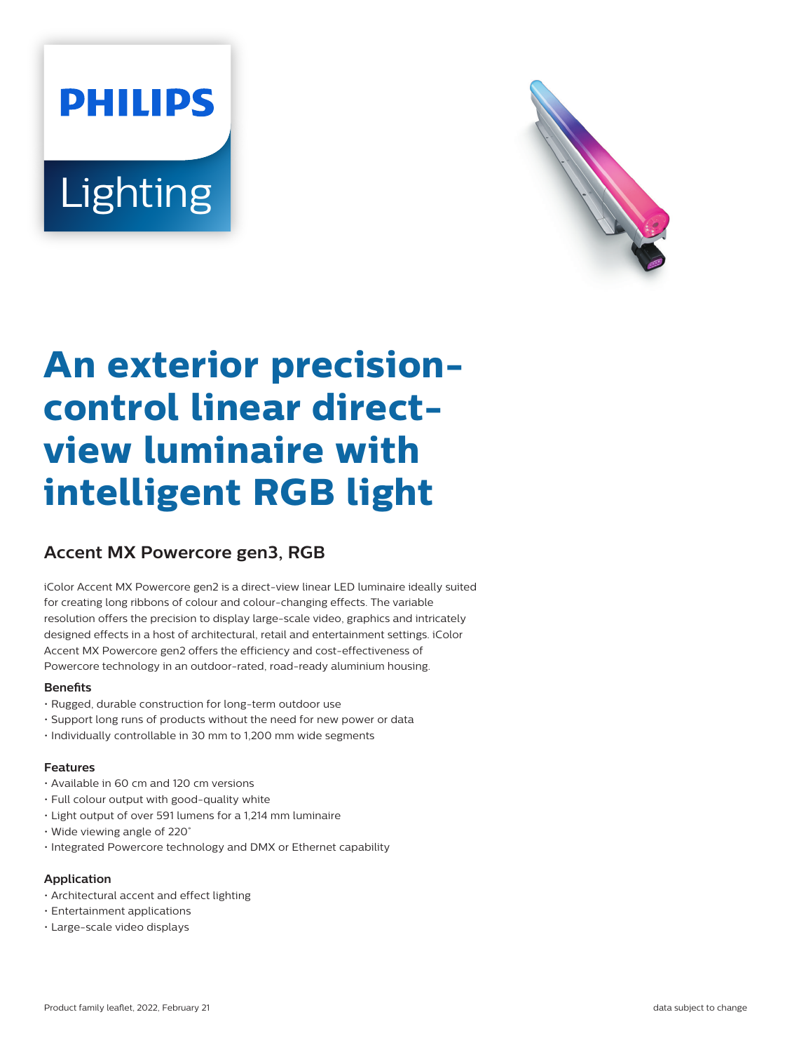PHILIPS

Lighting

# An exterior precision-control linear direct-view luminaire with intelligent RGB light

## Accent MX Powercore gen3, RGB

iColor Accent MX Powercore gen2 is a direct-view linear LED luminaire ideally suited for creating long ribbons of colour and colour-changing effects. The variable resolution offers the precision to display large-scale video, graphics and intricately designed effects in a host of architectural, retail and entertainment settings. iColor Accent MX Powercore gen2 offers the efficiency and cost-effectiveness of Powercore technology in an outdoor-rated, road-ready aluminium housing.

### Benefits

- Rugged, durable construction for long-term outdoor use
- Support long runs of products without the need for new power or data
- Individually controllable in 30 mm to 1,200 mm wide segments

### Features

- Available in 60 cm and 120 cm versions
- Full colour output with good-quality white
- Light output of over 591 lumens for a 1,214 mm luminaire
- Wide viewing angle of 220°
- Integrated Powercore technology and DMX or Ethernet capability

### Application

- Architectural accent and effect lighting
- Entertainment applications
- Large-scale video displays

Product family leaflet, 2022, February 21

data subject to change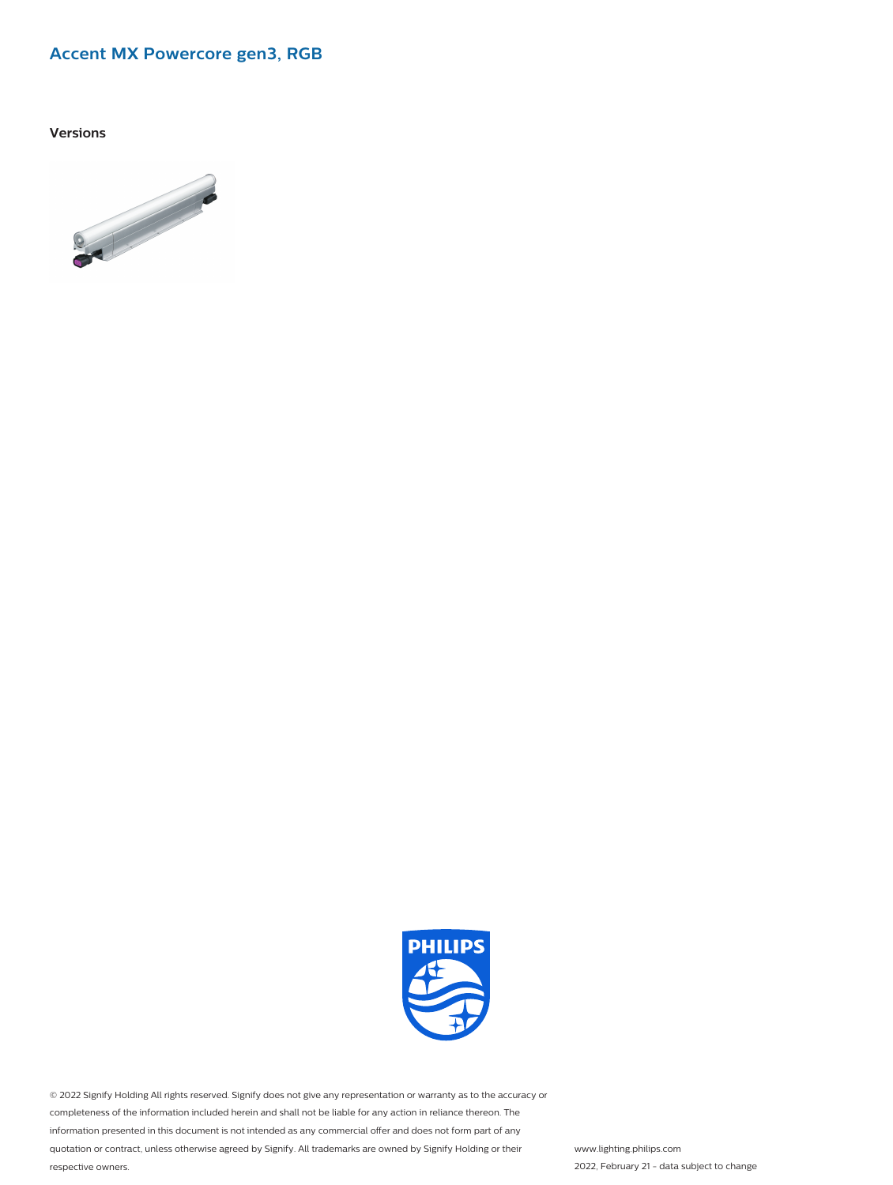## Accent MX Powercore gen3, RGB

### Versions

© 2022 Signify Holding All rights reserved. Signify does not give any representation or warranty as to the accuracy or completeness of the information included herein and shall not be liable for any action in reliance thereon. The information presented in this document is not intended as any commercial offer and does not form part of any quotation or contract, unless otherwise agreed by Signify. All trademarks are owned by Signify Holding or their respective owners.

www.lighting.philips.com

2022, February 21 - data subject to change